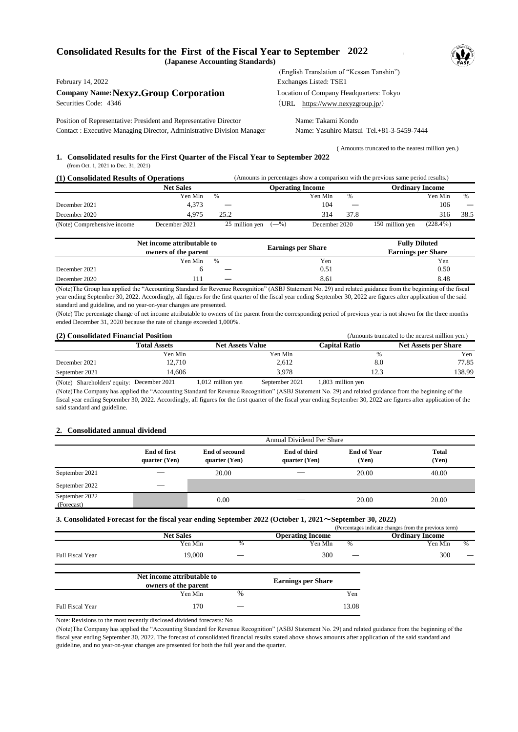# Consolidated Results for the First of the Fiscal Year to September 2022

**(Japanese Accounting Standards)**

(English Translation of "Kessan Tanshin")

February 14, 2022

Exchanges Listed: TSE1

**Company Name: Nexyz.Group Corporation**

Location of Company Headquarters: Tokyo

Securities Code: 4346

(URL https://www.nexyzgroup.jp/)

Position of Representative: President and Representative Director — Name: Takami Kondo

Contact : Executive Managing Director, Administrative Division Manager — Name: Yasuhiro Matsui Tel.+81-3-5459-7444

( Amounts truncated to the nearest million yen.)

## 1. Consolidated results for the First Quarter of the Fiscal Year to September 2022

(from Oct. 1, 2021 to Dec. 31, 2021)

### (1) Consolidated Results of Operations

(Amounts in percentages show a comparison with the previous same period results.)

| | Net Sales | | Operating Income | | Ordinary Income | |
|---|---|---|---|---|---|---|
| | Yen Mln | % | Yen Mln | % | Yen Mln | % |
| December 2021 | 4,373 | — | 104 | — | 106 | — |
| December 2020 | 4,975 | 25.2 | 314 | 37.8 | 316 | 38.5 |

(Note) Comprehensive income: December 2021 — 25 million yen (—%); December 2020 — 150 million yen (228.4%)

| | Net income attributable to owners of the parent | | Earnings per Share | Fully Diluted Earnings per Share |
|---|---|---|---|---|
| | Yen Mln | % | Yen | Yen |
| December 2021 | 6 | — | 0.51 | 0.50 |
| December 2020 | 111 | — | 8.61 | 8.48 |

(Note)The Group has applied the "Accounting Standard for Revenue Recognition" (ASBJ Statement No. 29) and related guidance from the beginning of the fiscal year ending September 30, 2022. Accordingly, all figures for the first quarter of the fiscal year ending September 30, 2022 are figures after application of the said standard and guideline, and no year-on-year changes are presented.

(Note) The percentage change of net income attributable to owners of the parent from the corresponding period of previous year is not shown for the three months ended December 31, 2020 because the rate of change exceeded 1,000%.

### (2) Consolidated Financial Position

(Amounts truncated to the nearest million yen.)

| | Total Assets | Net Assets Value | Capital Ratio | Net Assets per Share |
|---|---|---|---|---|
| | Yen Mln | Yen Mln | % | Yen |
| December 2021 | 12,710 | 2,612 | 8.0 | 77.85 |
| September 2021 | 14,606 | 3,978 | 12.3 | 138.99 |

(Note) Shareholders' equity: December 2021 — 1,012 million yen; September 2021 — 1,803 million yen

(Note)The Company has applied the "Accounting Standard for Revenue Recognition" (ASBJ Statement No. 29) and related guidance from the beginning of the fiscal year ending September 30, 2022. Accordingly, all figures for the first quarter of the fiscal year ending September 30, 2022 are figures after application of the said standard and guideline.

## 2. Consolidated annual dividend

| | Annual Dividend Per Share | | | | |
|---|---|---|---|---|---|
| | End of first quarter (Yen) | End of secound quarter (Yen) | End of third quarter (Yen) | End of Year (Yen) | Total (Yen) |
| September 2021 | — | 20.00 | — | 20.00 | 40.00 |
| September 2022 | — | | | | |
| September 2022 (Forecast) | | 0.00 | — | 20.00 | 20.00 |

## 3. Consolidated Forecast for the fiscal year ending September 2022 (October 1, 2021～September 30, 2022)

(Percentages indicate changes from the previous term)

| | Net Sales | | Operating Income | | Ordinary Income | |
|---|---|---|---|---|---|---|
| | Yen Mln | % | Yen Mln | % | Yen Mln | % |
| Full Fiscal Year | 19,000 | — | 300 | — | 300 | — |

| | Net income attributable to owners of the parent | | Earnings per Share |
|---|---|---|---|
| | Yen Mln | % | Yen |
| Full Fiscal Year | 170 | — | 13.08 |

Note: Revisions to the most recently disclosed dividend forecasts: No

(Note)The Company has applied the "Accounting Standard for Revenue Recognition" (ASBJ Statement No. 29) and related guidance from the beginning of the fiscal year ending September 30, 2022. The forecast of consolidated financial results stated above shows amounts after application of the said standard and guideline, and no year-on-year changes are presented for both the full year and the quarter.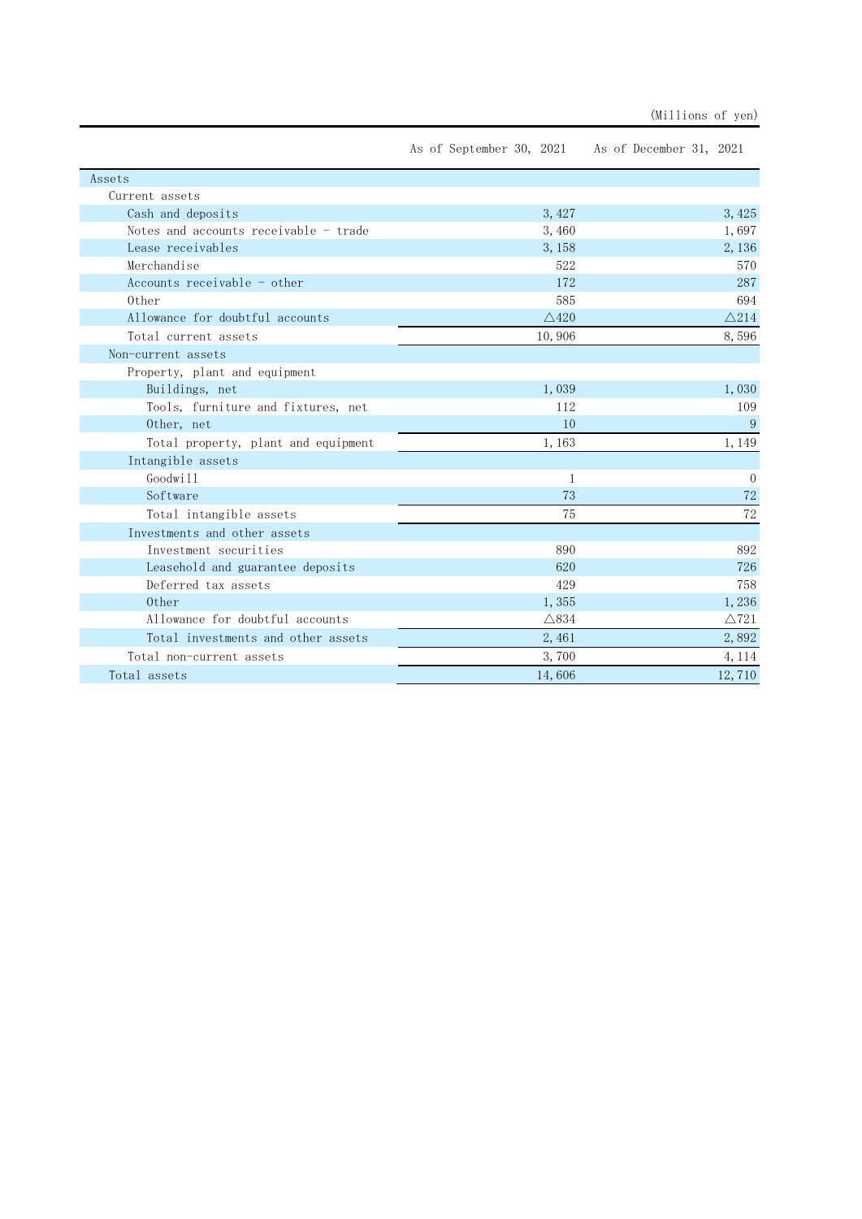(Millions of yen)

| | As of September 30, 2021 | As of December 31, 2021 |
|---|---|---|
| Assets | | |
| Current assets | | |
| Cash and deposits | 3,427 | 3,425 |
| Notes and accounts receivable - trade | 3,460 | 1,697 |
| Lease receivables | 3,158 | 2,136 |
| Merchandise | 522 | 570 |
| Accounts receivable - other | 172 | 287 |
| Other | 585 | 694 |
| Allowance for doubtful accounts | △420 | △214 |
| Total current assets | 10,906 | 8,596 |
| Non-current assets | | |
| Property, plant and equipment | | |
| Buildings, net | 1,039 | 1,030 |
| Tools, furniture and fixtures, net | 112 | 109 |
| Other, net | 10 | 9 |
| Total property, plant and equipment | 1,163 | 1,149 |
| Intangible assets | | |
| Goodwill | 1 | 0 |
| Software | 73 | 72 |
| Total intangible assets | 75 | 72 |
| Investments and other assets | | |
| Investment securities | 890 | 892 |
| Leasehold and guarantee deposits | 620 | 726 |
| Deferred tax assets | 429 | 758 |
| Other | 1,355 | 1,236 |
| Allowance for doubtful accounts | △834 | △721 |
| Total investments and other assets | 2,461 | 2,892 |
| Total non-current assets | 3,700 | 4,114 |
| Total assets | 14,606 | 12,710 |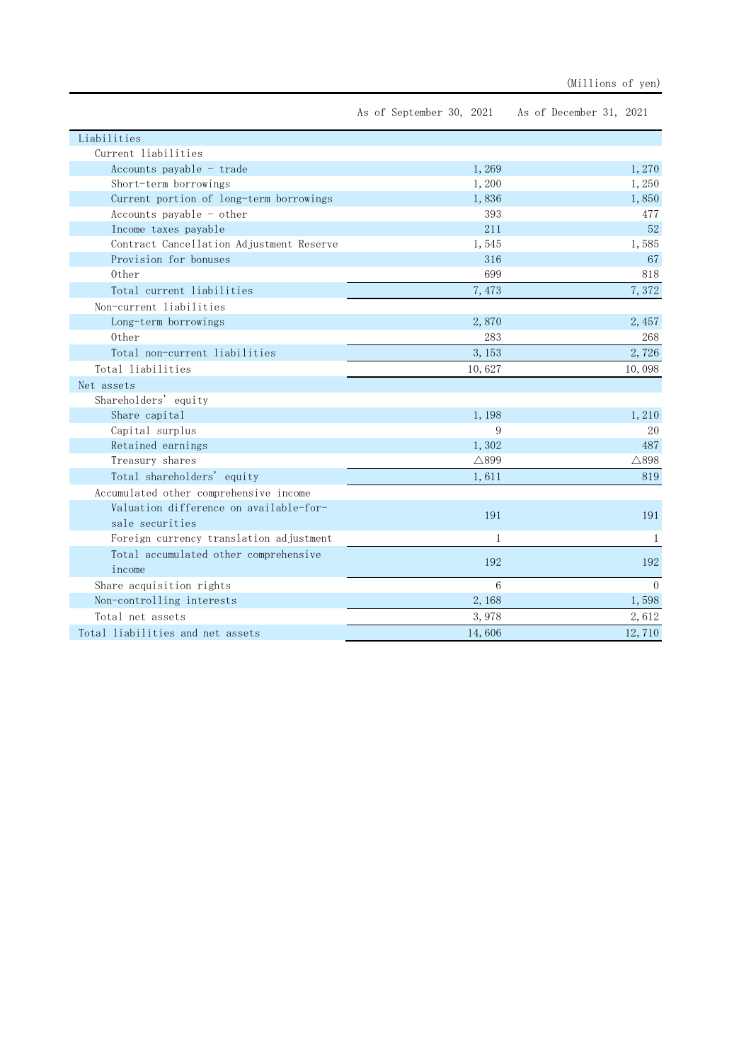(Millions of yen)

| | As of September 30, 2021 | As of December 31, 2021 |
|---|---|---|
| Liabilities | | |
| Current liabilities | | |
| Accounts payable - trade | 1,269 | 1,270 |
| Short-term borrowings | 1,200 | 1,250 |
| Current portion of long-term borrowings | 1,836 | 1,850 |
| Accounts payable - other | 393 | 477 |
| Income taxes payable | 211 | 52 |
| Contract Cancellation Adjustment Reserve | 1,545 | 1,585 |
| Provision for bonuses | 316 | 67 |
| Other | 699 | 818 |
| Total current liabilities | 7,473 | 7,372 |
| Non-current liabilities | | |
| Long-term borrowings | 2,870 | 2,457 |
| Other | 283 | 268 |
| Total non-current liabilities | 3,153 | 2,726 |
| Total liabilities | 10,627 | 10,098 |
| Net assets | | |
| Shareholders' equity | | |
| Share capital | 1,198 | 1,210 |
| Capital surplus | 9 | 20 |
| Retained earnings | 1,302 | 487 |
| Treasury shares | △899 | △898 |
| Total shareholders' equity | 1,611 | 819 |
| Accumulated other comprehensive income | | |
| Valuation difference on available-for-sale securities | 191 | 191 |
| Foreign currency translation adjustment | 1 | 1 |
| Total accumulated other comprehensive income | 192 | 192 |
| Share acquisition rights | 6 | 0 |
| Non-controlling interests | 2,168 | 1,598 |
| Total net assets | 3,978 | 2,612 |
| Total liabilities and net assets | 14,606 | 12,710 |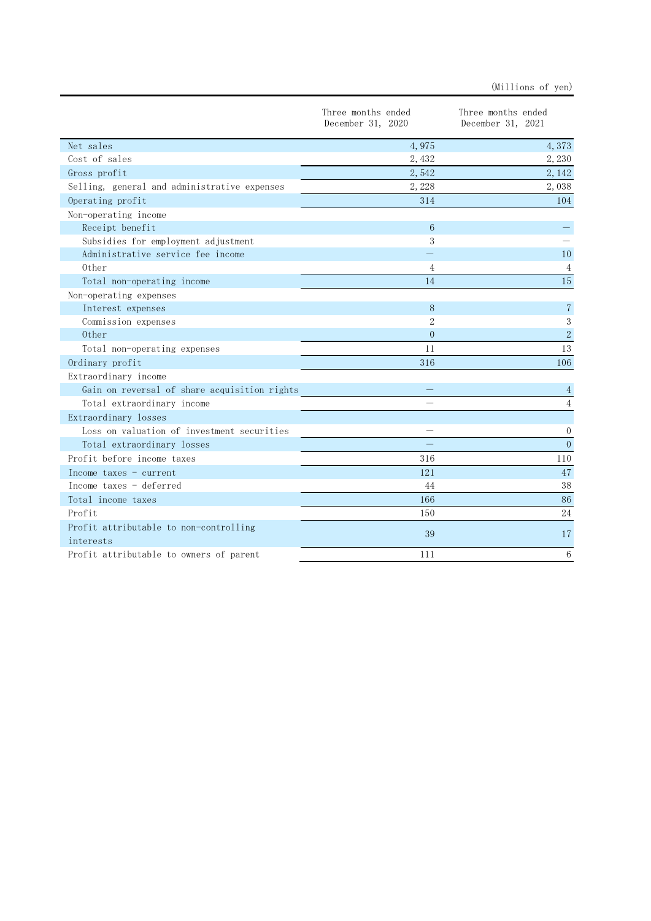(Millions of yen)

| | Three months ended December 31, 2020 | Three months ended December 31, 2021 |
|---|---|---|
| Net sales | 4,975 | 4,373 |
| Cost of sales | 2,432 | 2,230 |
| Gross profit | 2,542 | 2,142 |
| Selling, general and administrative expenses | 2,228 | 2,038 |
| Operating profit | 314 | 104 |
| Non-operating income | | |
| Receipt benefit | 6 | — |
| Subsidies for employment adjustment | 3 | — |
| Administrative service fee income | — | 10 |
| Other | 4 | 4 |
| Total non-operating income | 14 | 15 |
| Non-operating expenses | | |
| Interest expenses | 8 | 7 |
| Commission expenses | 2 | 3 |
| Other | 0 | 2 |
| Total non-operating expenses | 11 | 13 |
| Ordinary profit | 316 | 106 |
| Extraordinary income | | |
| Gain on reversal of share acquisition rights | — | 4 |
| Total extraordinary income | — | 4 |
| Extraordinary losses | | |
| Loss on valuation of investment securities | — | 0 |
| Total extraordinary losses | — | 0 |
| Profit before income taxes | 316 | 110 |
| Income taxes - current | 121 | 47 |
| Income taxes - deferred | 44 | 38 |
| Total income taxes | 166 | 86 |
| Profit | 150 | 24 |
| Profit attributable to non-controlling interests | 39 | 17 |
| Profit attributable to owners of parent | 111 | 6 |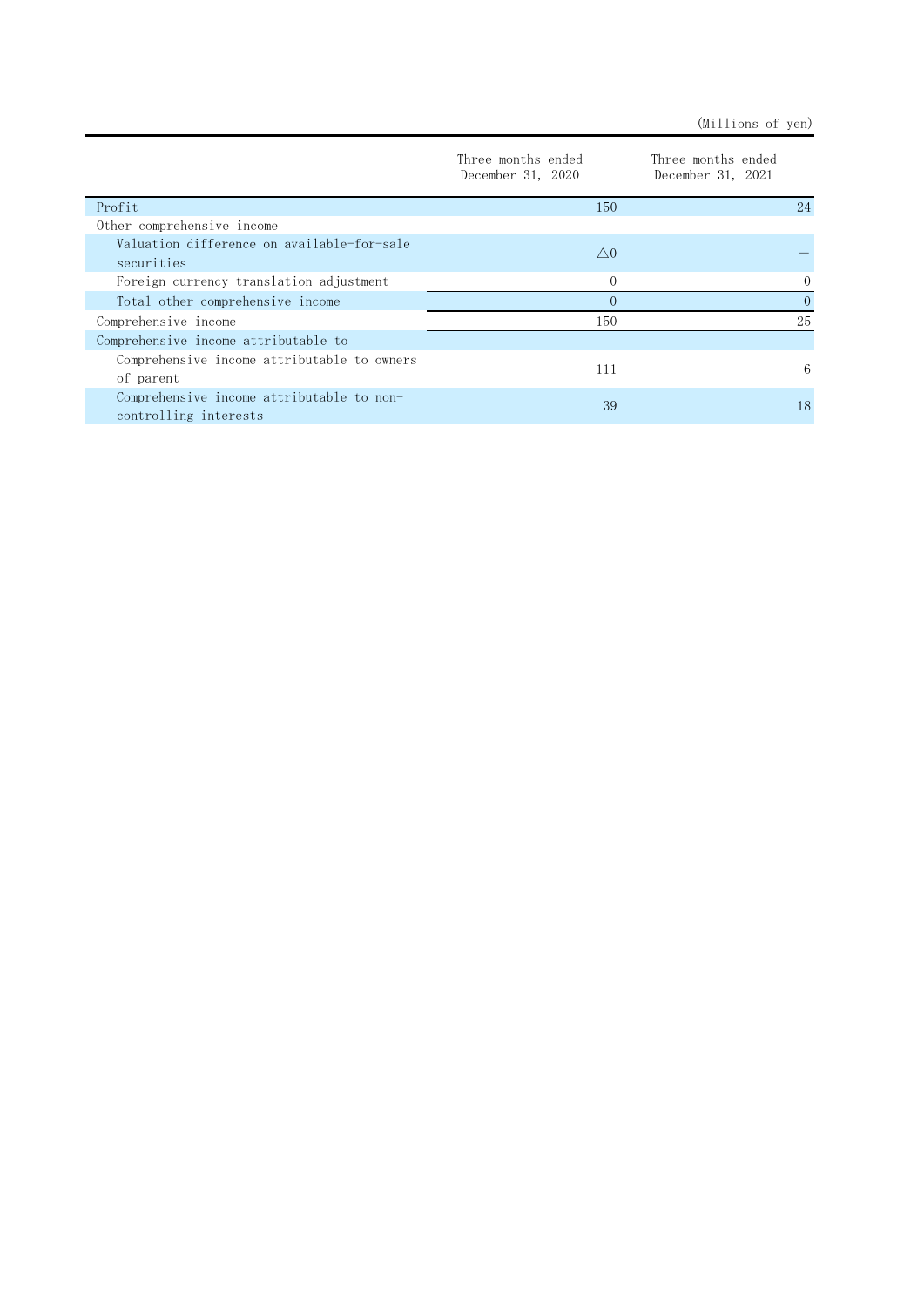(Millions of yen)

| | Three months ended December 31, 2020 | Three months ended December 31, 2021 |
|---|---|---|
| Profit | 150 | 24 |
| Other comprehensive income | | |
| Valuation difference on available-for-sale securities | △0 | — |
| Foreign currency translation adjustment | 0 | 0 |
| Total other comprehensive income | 0 | 0 |
| Comprehensive income | 150 | 25 |
| Comprehensive income attributable to | | |
| Comprehensive income attributable to owners of parent | 111 | 6 |
| Comprehensive income attributable to non-controlling interests | 39 | 18 |